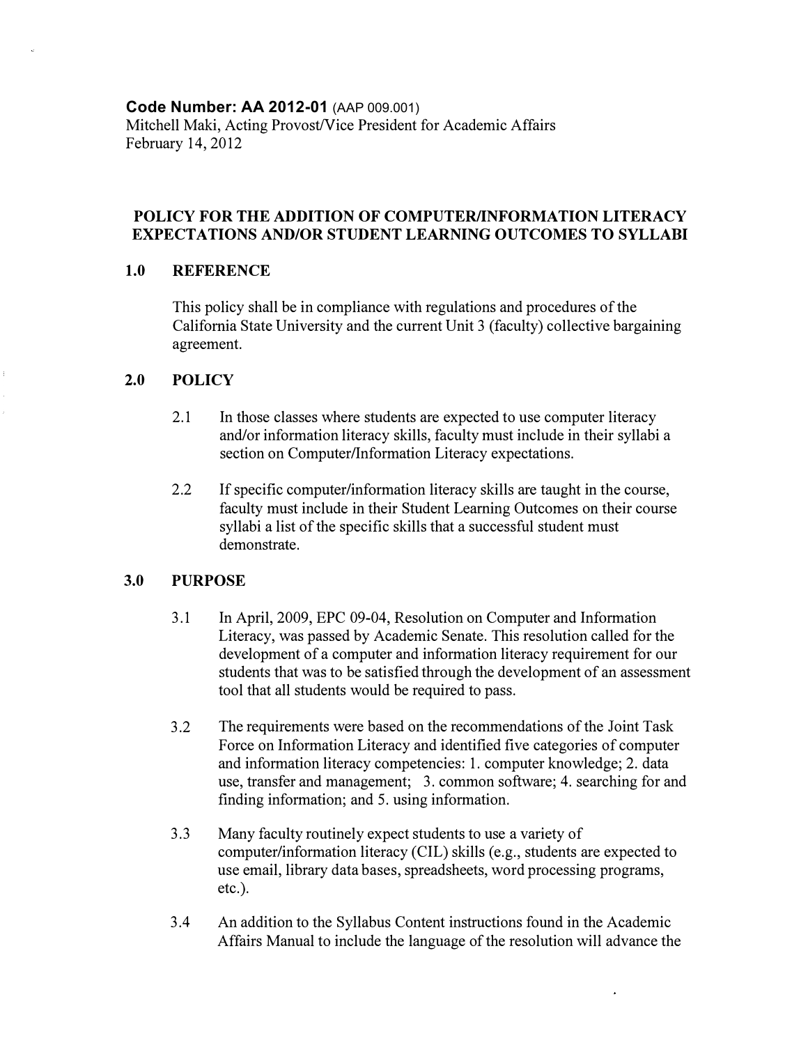**Code Number: AA 2012-01** (AAP 009.001)
Mitchell Maki, Acting Provost/Vice President for Academic Affairs
February 14, 2012

## POLICY FOR THE ADDITION OF COMPUTER/INFORMATION LITERACY EXPECTATIONS AND/OR STUDENT LEARNING OUTCOMES TO SYLLABI

### 1.0 REFERENCE

This policy shall be in compliance with regulations and procedures of the California State University and the current Unit 3 (faculty) collective bargaining agreement.

### 2.0 POLICY

2.1 In those classes where students are expected to use computer literacy and/or information literacy skills, faculty must include in their syllabi a section on Computer/Information Literacy expectations.

2.2 If specific computer/information literacy skills are taught in the course, faculty must include in their Student Learning Outcomes on their course syllabi a list of the specific skills that a successful student must demonstrate.

### 3.0 PURPOSE

3.1 In April, 2009, EPC 09-04, Resolution on Computer and Information Literacy, was passed by Academic Senate. This resolution called for the development of a computer and information literacy requirement for our students that was to be satisfied through the development of an assessment tool that all students would be required to pass.

3.2 The requirements were based on the recommendations of the Joint Task Force on Information Literacy and identified five categories of computer and information literacy competencies: 1. computer knowledge; 2. data use, transfer and management; 3. common software; 4. searching for and finding information; and 5. using information.

3.3 Many faculty routinely expect students to use a variety of computer/information literacy (CIL) skills (e.g., students are expected to use email, library data bases, spreadsheets, word processing programs, etc.).

3.4 An addition to the Syllabus Content instructions found in the Academic Affairs Manual to include the language of the resolution will advance the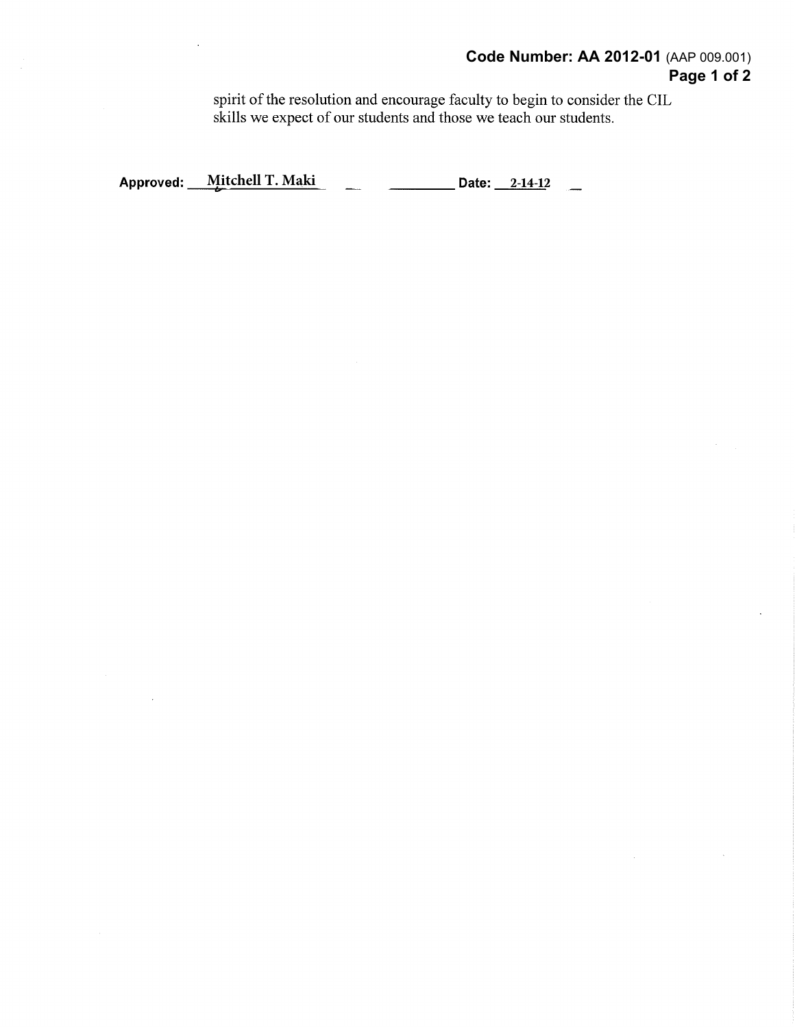spirit of the resolution and encourage faculty to begin to consider the CIL skills we expect of our students and those we teach our students.

**Approved:** Mitchell T. Maki **Date:** 2-14-12